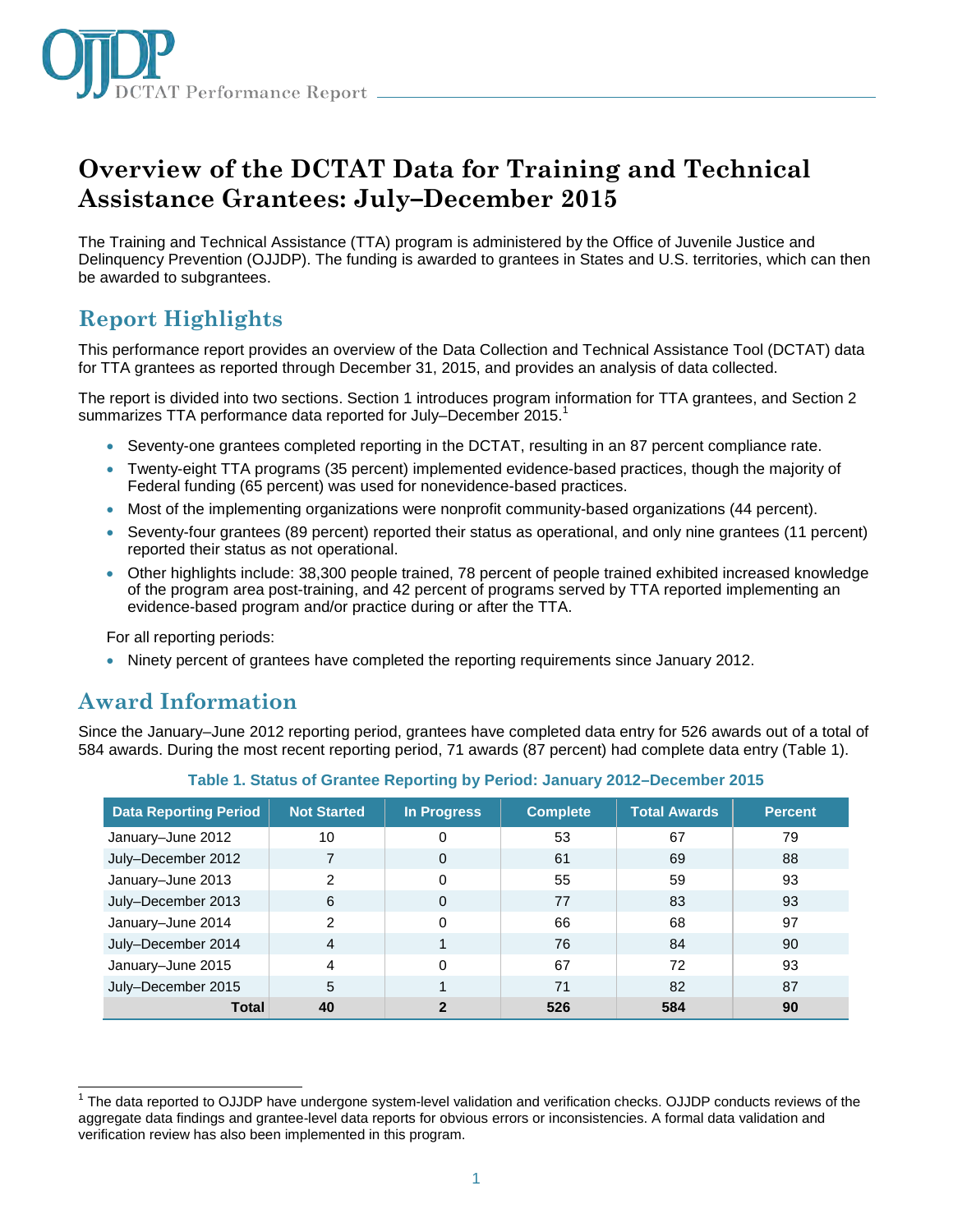# Overview of the DCTAT Data for Training and Technical Assistance Grantees: July–December 2015

The Training and Technical Assistance (TTA) program is administered by the Office of Juvenile Justice and Delinquency Prevention (OJJDP). The funding is awarded to grantees in States and U.S. territories, which can then be awarded to subgrantees.

## Report Highlights

This performance report provides an overview of the Data Collection and Technical Assistance Tool (DCTAT) data for TTA grantees as reported through December 31, 2015, and provides an analysis of data collected.

The report is divided into two sections. Section 1 introduces program information for TTA grantees, and Section 2 summarizes TTA performance data reported for July–December 2015.[1]

- Seventy-one grantees completed reporting in the DCTAT, resulting in an 87 percent compliance rate.
- Twenty-eight TTA programs (35 percent) implemented evidence-based practices, though the majority of Federal funding (65 percent) was used for nonevidence-based practices.
- Most of the implementing organizations were nonprofit community-based organizations (44 percent).
- Seventy-four grantees (89 percent) reported their status as operational, and only nine grantees (11 percent) reported their status as not operational.
- Other highlights include: 38,300 people trained, 78 percent of people trained exhibited increased knowledge of the program area post-training, and 42 percent of programs served by TTA reported implementing an evidence-based program and/or practice during or after the TTA.

For all reporting periods:

- Ninety percent of grantees have completed the reporting requirements since January 2012.

## Award Information

Since the January–June 2012 reporting period, grantees have completed data entry for 526 awards out of a total of 584 awards. During the most recent reporting period, 71 awards (87 percent) had complete data entry (Table 1).

**Table 1. Status of Grantee Reporting by Period: January 2012–December 2015**

| Data Reporting Period | Not Started | In Progress | Complete | Total Awards | Percent |
|---|---|---|---|---|---|
| January–June 2012 | 10 | 0 | 53 | 67 | 79 |
| July–December 2012 | 7 | 0 | 61 | 69 | 88 |
| January–June 2013 | 2 | 0 | 55 | 59 | 93 |
| July–December 2013 | 6 | 0 | 77 | 83 | 93 |
| January–June 2014 | 2 | 0 | 66 | 68 | 97 |
| July–December 2014 | 4 | 1 | 76 | 84 | 90 |
| January–June 2015 | 4 | 0 | 67 | 72 | 93 |
| July–December 2015 | 5 | 1 | 71 | 82 | 87 |
| **Total** | **40** | **2** | **526** | **584** | **90** |

[1] The data reported to OJJDP have undergone system-level validation and verification checks. OJJDP conducts reviews of the aggregate data findings and grantee-level data reports for obvious errors or inconsistencies. A formal data validation and verification review has also been implemented in this program.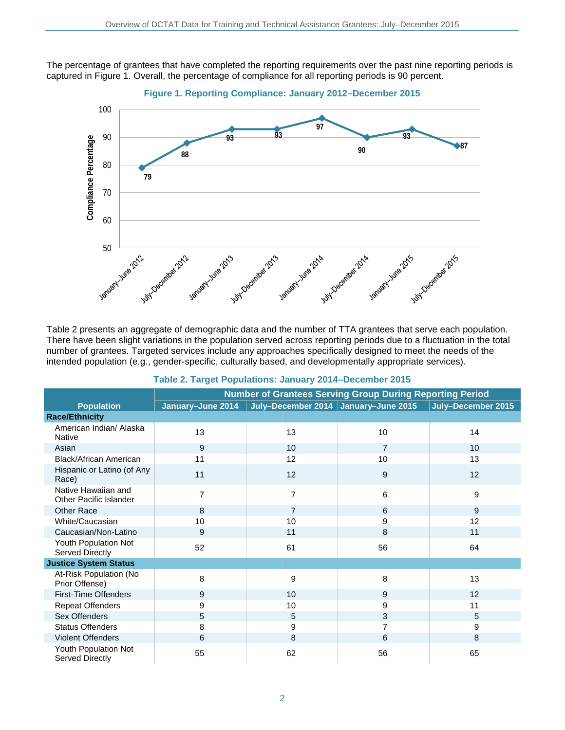The percentage of grantees that have completed the reporting requirements over the past nine reporting periods is captured in Figure 1. Overall, the percentage of compliance for all reporting periods is 90 percent.

**Figure 1. Reporting Compliance: January 2012–December 2015**

| Reporting Period | Compliance Percentage |
|---|---|
| January–June 2012 | 79 |
| July–December 2012 | 88 |
| January–June 2013 | 93 |
| July–December 2013 | 93 |
| January–June 2014 | 97 |
| July–December 2014 | 90 |
| January–June 2015 | 93 |
| July–December 2015 | 87 |

Table 2 presents an aggregate of demographic data and the number of TTA grantees that serve each population. There have been slight variations in the population served across reporting periods due to a fluctuation in the total number of grantees. Targeted services include any approaches specifically designed to meet the needs of the intended population (e.g., gender-specific, culturally based, and developmentally appropriate services).

**Table 2. Target Populations: January 2014–December 2015**

| Population | Number of Grantees Serving Group During Reporting Period | | | |
|---|---|---|---|---|
| | January–June 2014 | July–December 2014 | January–June 2015 | July–December 2015 |
| **Race/Ethnicity** | | | | |
| American Indian/ Alaska Native | 13 | 13 | 10 | 14 |
| Asian | 9 | 10 | 7 | 10 |
| Black/African American | 11 | 12 | 10 | 13 |
| Hispanic or Latino (of Any Race) | 11 | 12 | 9 | 12 |
| Native Hawaiian and Other Pacific Islander | 7 | 7 | 6 | 9 |
| Other Race | 8 | 7 | 6 | 9 |
| White/Caucasian | 10 | 10 | 9 | 12 |
| Caucasian/Non-Latino | 9 | 11 | 8 | 11 |
| Youth Population Not Served Directly | 52 | 61 | 56 | 64 |
| **Justice System Status** | | | | |
| At-Risk Population (No Prior Offense) | 8 | 9 | 8 | 13 |
| First-Time Offenders | 9 | 10 | 9 | 12 |
| Repeat Offenders | 9 | 10 | 9 | 11 |
| Sex Offenders | 5 | 5 | 3 | 5 |
| Status Offenders | 8 | 9 | 7 | 9 |
| Violent Offenders | 6 | 8 | 6 | 8 |
| Youth Population Not Served Directly | 55 | 62 | 56 | 65 |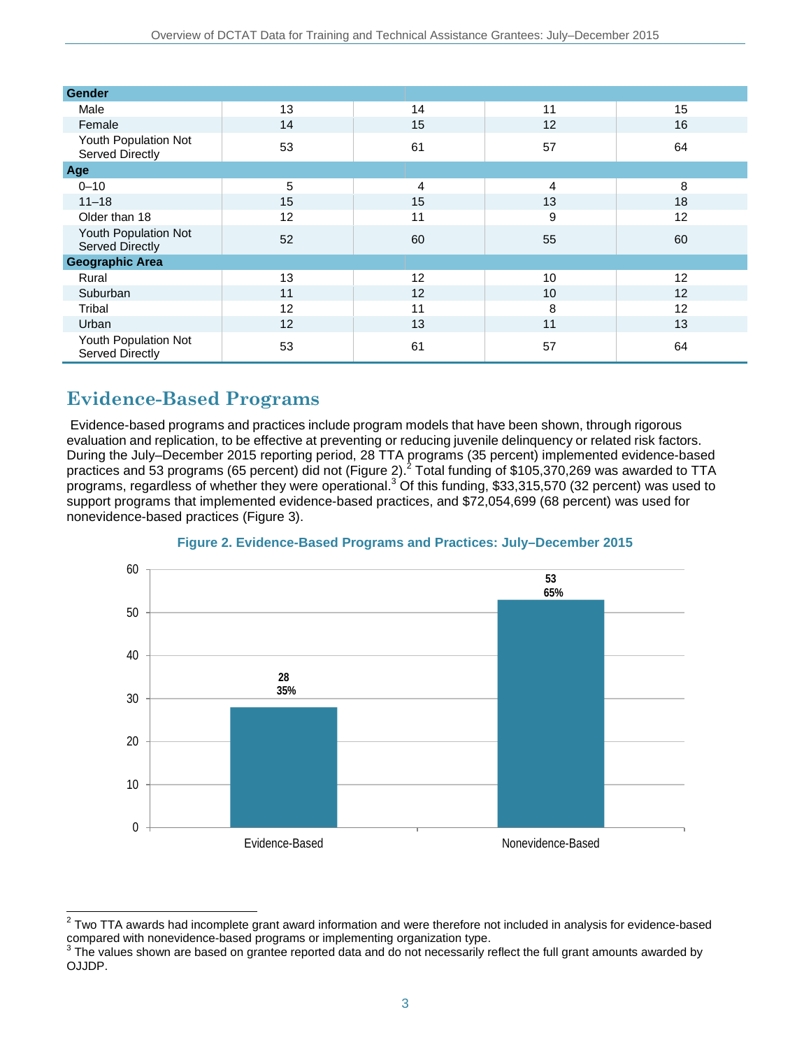| | | | | |
|---|---|---|---|---|
| **Gender** | | | | |
| Male | 13 | 14 | 11 | 15 |
| Female | 14 | 15 | 12 | 16 |
| Youth Population Not Served Directly | 53 | 61 | 57 | 64 |
| **Age** | | | | |
| 0–10 | 5 | 4 | 4 | 8 |
| 11–18 | 15 | 15 | 13 | 18 |
| Older than 18 | 12 | 11 | 9 | 12 |
| Youth Population Not Served Directly | 52 | 60 | 55 | 60 |
| **Geographic Area** | | | | |
| Rural | 13 | 12 | 10 | 12 |
| Suburban | 11 | 12 | 10 | 12 |
| Tribal | 12 | 11 | 8 | 12 |
| Urban | 12 | 13 | 11 | 13 |
| Youth Population Not Served Directly | 53 | 61 | 57 | 64 |

## Evidence-Based Programs

Evidence-based programs and practices include program models that have been shown, through rigorous evaluation and replication, to be effective at preventing or reducing juvenile delinquency or related risk factors. During the July–December 2015 reporting period, 28 TTA programs (35 percent) implemented evidence-based practices and 53 programs (65 percent) did not (Figure 2).[2] Total funding of $105,370,269 was awarded to TTA programs, regardless of whether they were operational.[3] Of this funding, $33,315,570 (32 percent) was used to support programs that implemented evidence-based practices, and $72,054,699 (68 percent) was used for nonevidence-based practices (Figure 3).

**Figure 2. Evidence-Based Programs and Practices: July–December 2015**

| Category | Number | Percent |
|---|---|---|
| Evidence-Based | 28 | 35% |
| Nonevidence-Based | 53 | 65% |

[2] Two TTA awards had incomplete grant award information and were therefore not included in analysis for evidence-based compared with nonevidence-based programs or implementing organization type.

[3] The values shown are based on grantee reported data and do not necessarily reflect the full grant amounts awarded by OJJDP.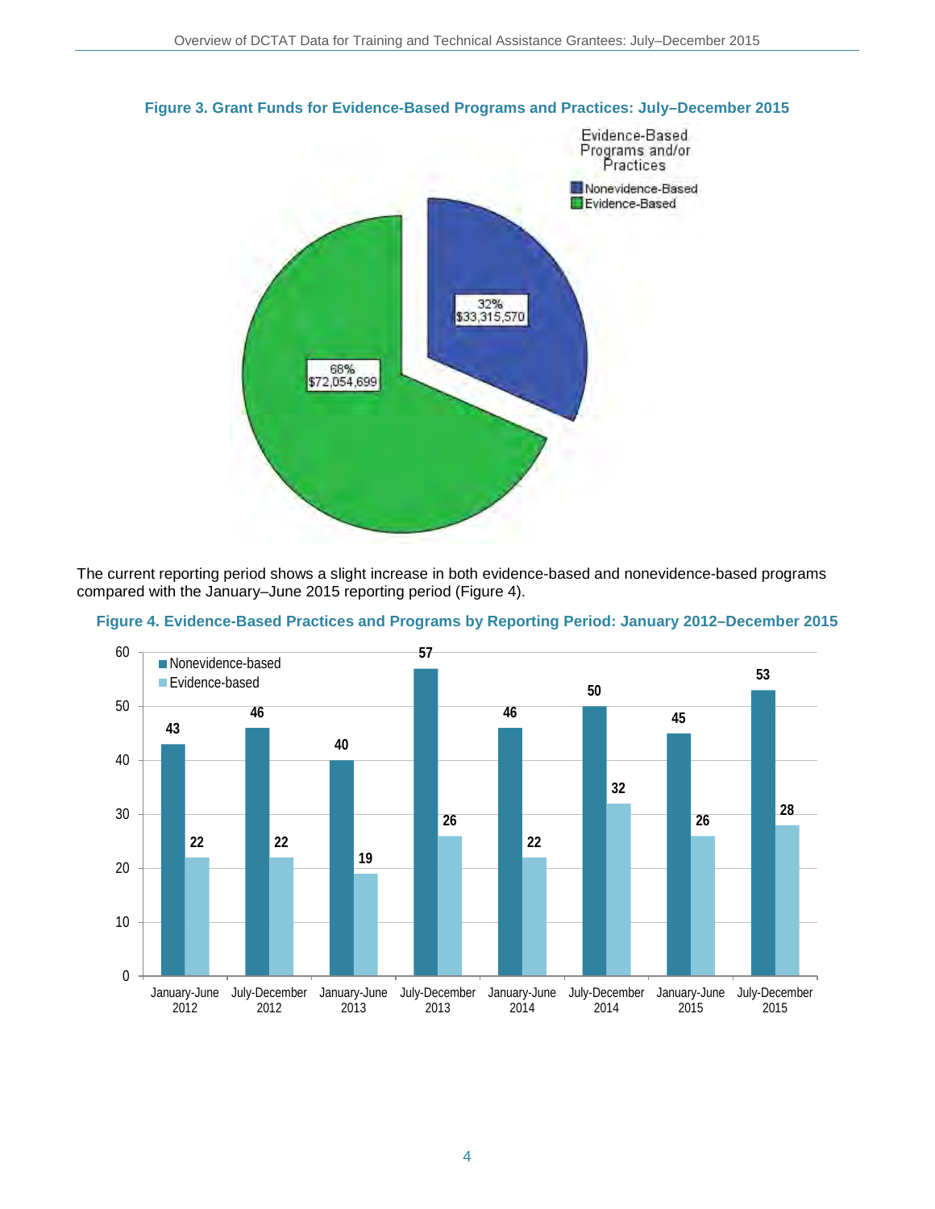**Figure 3. Grant Funds for Evidence-Based Programs and Practices: July–December 2015**

| Evidence-Based Programs and/or Practices | Percent | Amount |
|---|---|---|
| Nonevidence-Based | 32% | $33,315,570 |
| Evidence-Based | 68% | $72,054,699 |

The current reporting period shows a slight increase in both evidence-based and nonevidence-based programs compared with the January–June 2015 reporting period (Figure 4).

**Figure 4. Evidence-Based Practices and Programs by Reporting Period: January 2012–December 2015**

| Reporting Period | Nonevidence-based | Evidence-based |
|---|---|---|
| January-June 2012 | 43 | 22 |
| July-December 2012 | 46 | 22 |
| January-June 2013 | 40 | 19 |
| July-December 2013 | 57 | 26 |
| January-June 2014 | 46 | 22 |
| July-December 2014 | 50 | 32 |
| January-June 2015 | 45 | 26 |
| July-December 2015 | 53 | 28 |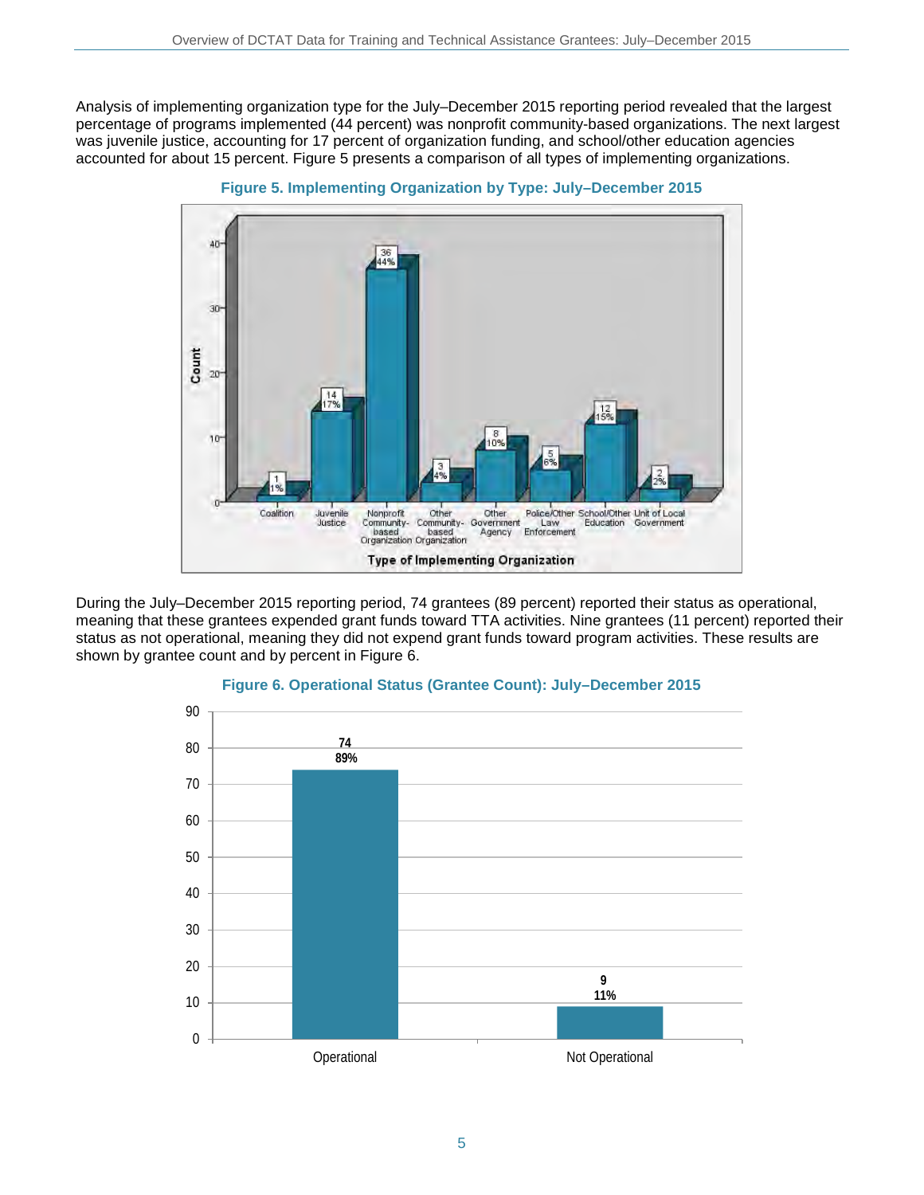Analysis of implementing organization type for the July–December 2015 reporting period revealed that the largest percentage of programs implemented (44 percent) was nonprofit community-based organizations. The next largest was juvenile justice, accounting for 17 percent of organization funding, and school/other education agencies accounted for about 15 percent. Figure 5 presents a comparison of all types of implementing organizations.

**Figure 5. Implementing Organization by Type: July–December 2015**

| Type of Implementing Organization | Count | Percent |
|---|---|---|
| Coalition | 1 | 1% |
| Juvenile Justice | 14 | 17% |
| Nonprofit Community-based Organization | 36 | 44% |
| Other Community-based Organization | 3 | 4% |
| Other Government Agency | 8 | 10% |
| Police/Other Law Enforcement | 5 | 6% |
| School/Other Education | 12 | 15% |
| Unit of Local Government | 2 | 2% |

During the July–December 2015 reporting period, 74 grantees (89 percent) reported their status as operational, meaning that these grantees expended grant funds toward TTA activities. Nine grantees (11 percent) reported their status as not operational, meaning they did not expend grant funds toward program activities. These results are shown by grantee count and by percent in Figure 6.

**Figure 6. Operational Status (Grantee Count): July–December 2015**

| Status | Count | Percent |
|---|---|---|
| Operational | 74 | 89% |
| Not Operational | 9 | 11% |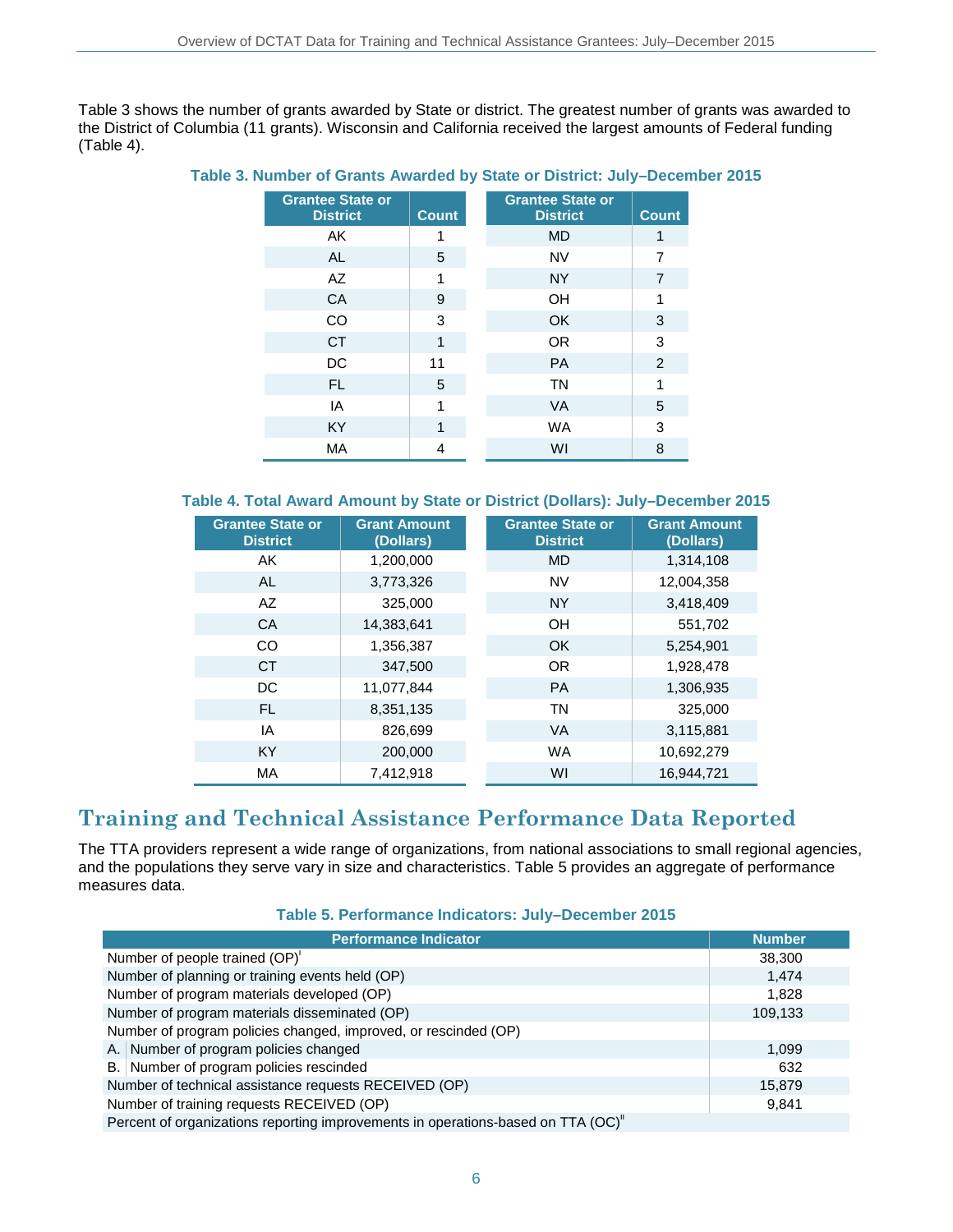Table 3 shows the number of grants awarded by State or district. The greatest number of grants was awarded to the District of Columbia (11 grants). Wisconsin and California received the largest amounts of Federal funding (Table 4).

**Table 3. Number of Grants Awarded by State or District: July–December 2015**

| Grantee State or District | Count | Grantee State or District | Count |
|---|---|---|---|
| AK | 1 | MD | 1 |
| AL | 5 | NV | 7 |
| AZ | 1 | NY | 7 |
| CA | 9 | OH | 1 |
| CO | 3 | OK | 3 |
| CT | 1 | OR | 3 |
| DC | 11 | PA | 2 |
| FL | 5 | TN | 1 |
| IA | 1 | VA | 5 |
| KY | 1 | WA | 3 |
| MA | 4 | WI | 8 |

**Table 4. Total Award Amount by State or District (Dollars): July–December 2015**

| Grantee State or District | Grant Amount (Dollars) | Grantee State or District | Grant Amount (Dollars) |
|---|---|---|---|
| AK | 1,200,000 | MD | 1,314,108 |
| AL | 3,773,326 | NV | 12,004,358 |
| AZ | 325,000 | NY | 3,418,409 |
| CA | 14,383,641 | OH | 551,702 |
| CO | 1,356,387 | OK | 5,254,901 |
| CT | 347,500 | OR | 1,928,478 |
| DC | 11,077,844 | PA | 1,306,935 |
| FL | 8,351,135 | TN | 325,000 |
| IA | 826,699 | VA | 3,115,881 |
| KY | 200,000 | WA | 10,692,279 |
| MA | 7,412,918 | WI | 16,944,721 |

# Training and Technical Assistance Performance Data Reported

The TTA providers represent a wide range of organizations, from national associations to small regional agencies, and the populations they serve vary in size and characteristics. Table 5 provides an aggregate of performance measures data.

**Table 5. Performance Indicators: July–December 2015**

| Performance Indicator | Number |
|---|---|
| Number of people trained (OP)[i] | 38,300 |
| Number of planning or training events held (OP) | 1,474 |
| Number of program materials developed (OP) | 1,828 |
| Number of program materials disseminated (OP) | 109,133 |
| Number of program policies changed, improved, or rescinded (OP) | |
| A. Number of program policies changed | 1,099 |
| B. Number of program policies rescinded | 632 |
| Number of technical assistance requests RECEIVED (OP) | 15,879 |
| Number of training requests RECEIVED (OP) | 9,841 |
| Percent of organizations reporting improvements in operations-based on TTA (OC)[ii] | |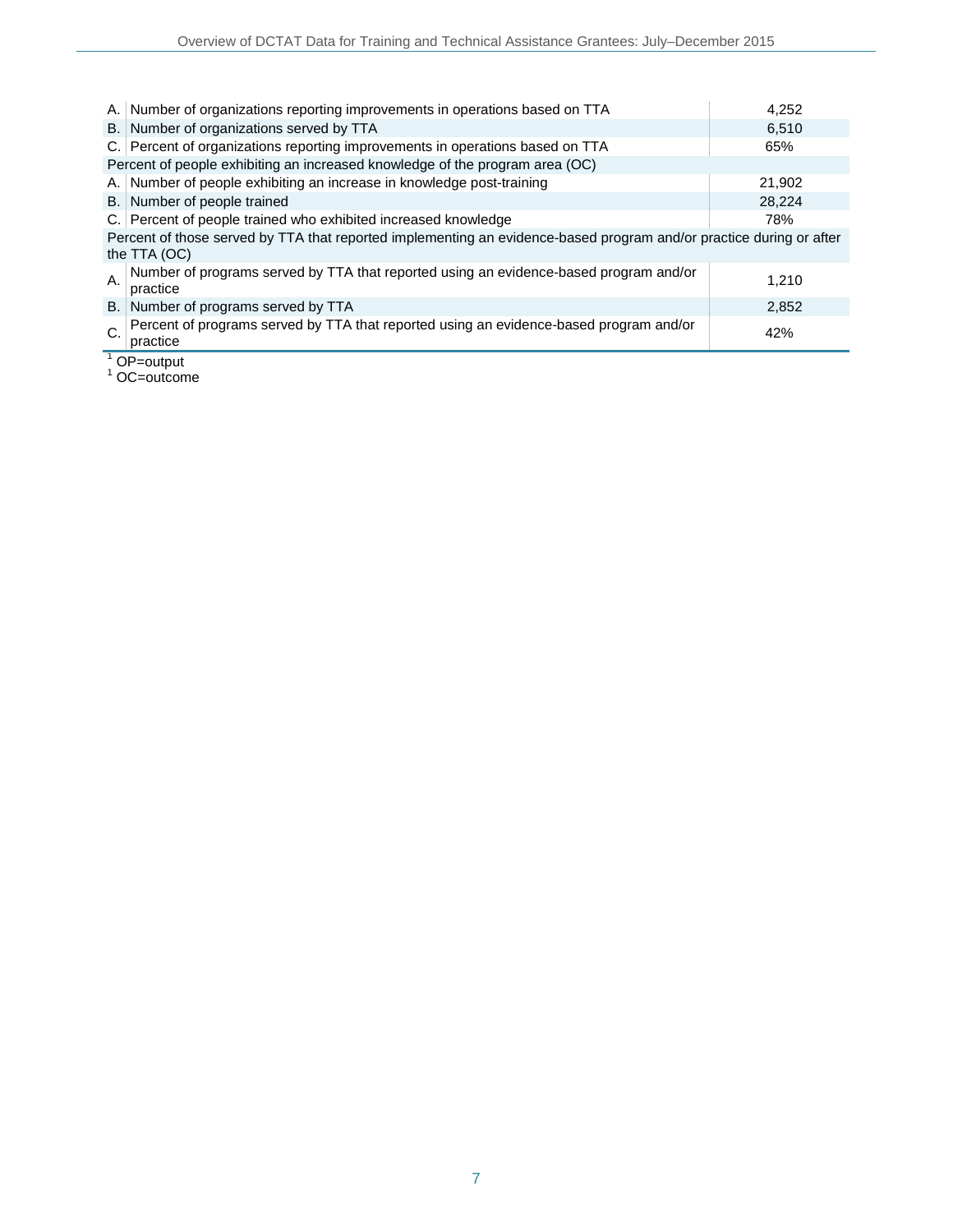| | | |
|---|---|---|
| A. | Number of organizations reporting improvements in operations based on TTA | 4,252 |
| B. | Number of organizations served by TTA | 6,510 |
| C. | Percent of organizations reporting improvements in operations based on TTA | 65% |
| Percent of people exhibiting an increased knowledge of the program area (OC) | | |
| A. | Number of people exhibiting an increase in knowledge post-training | 21,902 |
| B. | Number of people trained | 28,224 |
| C. | Percent of people trained who exhibited increased knowledge | 78% |
| Percent of those served by TTA that reported implementing an evidence-based program and/or practice during or after the TTA (OC) | | |
| A. | Number of programs served by TTA that reported using an evidence-based program and/or practice | 1,210 |
| B. | Number of programs served by TTA | 2,852 |
| C. | Percent of programs served by TTA that reported using an evidence-based program and/or practice | 42% |

[1] OP=output
[1] OC=outcome